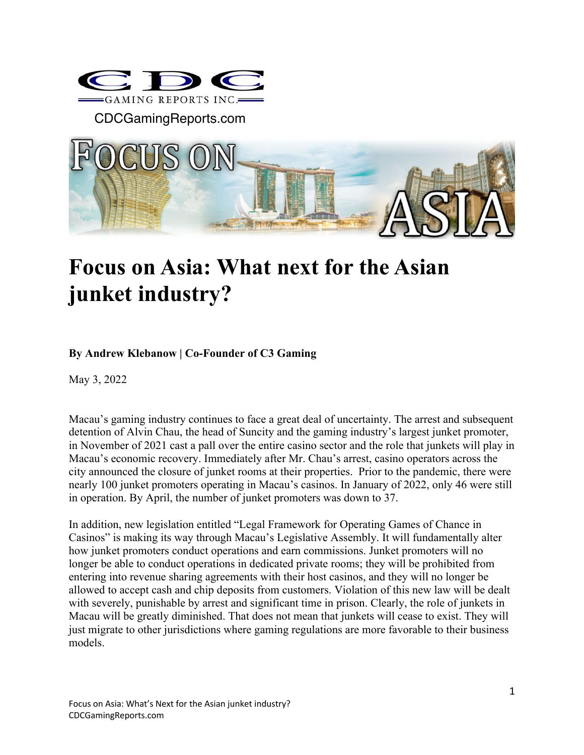CDC GAMING REPORTS INC.

CDCGamingReports.com

# Focus on Asia: What next for the Asian junket industry?

**By Andrew Klebanow | Co-Founder of C3 Gaming**

May 3, 2022

Macau's gaming industry continues to face a great deal of uncertainty. The arrest and subsequent detention of Alvin Chau, the head of Suncity and the gaming industry's largest junket promoter, in November of 2021 cast a pall over the entire casino sector and the role that junkets will play in Macau's economic recovery. Immediately after Mr. Chau's arrest, casino operators across the city announced the closure of junket rooms at their properties. Prior to the pandemic, there were nearly 100 junket promoters operating in Macau's casinos. In January of 2022, only 46 were still in operation. By April, the number of junket promoters was down to 37.

In addition, new legislation entitled "Legal Framework for Operating Games of Chance in Casinos" is making its way through Macau's Legislative Assembly. It will fundamentally alter how junket promoters conduct operations and earn commissions. Junket promoters will no longer be able to conduct operations in dedicated private rooms; they will be prohibited from entering into revenue sharing agreements with their host casinos, and they will no longer be allowed to accept cash and chip deposits from customers. Violation of this new law will be dealt with severely, punishable by arrest and significant time in prison. Clearly, the role of junkets in Macau will be greatly diminished. That does not mean that junkets will cease to exist. They will just migrate to other jurisdictions where gaming regulations are more favorable to their business models.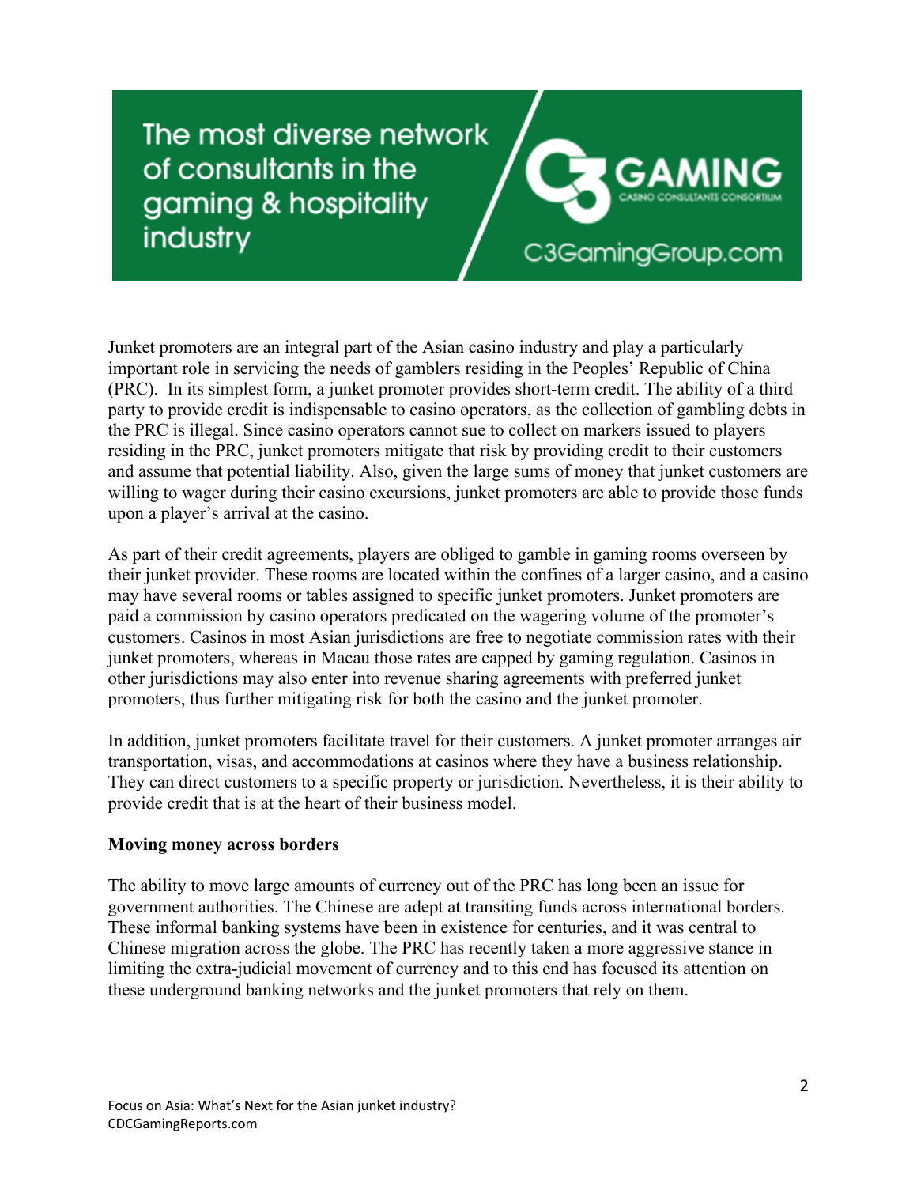Junket promoters are an integral part of the Asian casino industry and play a particularly important role in servicing the needs of gamblers residing in the Peoples' Republic of China (PRC). In its simplest form, a junket promoter provides short-term credit. The ability of a third party to provide credit is indispensable to casino operators, as the collection of gambling debts in the PRC is illegal. Since casino operators cannot sue to collect on markers issued to players residing in the PRC, junket promoters mitigate that risk by providing credit to their customers and assume that potential liability. Also, given the large sums of money that junket customers are willing to wager during their casino excursions, junket promoters are able to provide those funds upon a player's arrival at the casino.

As part of their credit agreements, players are obliged to gamble in gaming rooms overseen by their junket provider. These rooms are located within the confines of a larger casino, and a casino may have several rooms or tables assigned to specific junket promoters. Junket promoters are paid a commission by casino operators predicated on the wagering volume of the promoter's customers. Casinos in most Asian jurisdictions are free to negotiate commission rates with their junket promoters, whereas in Macau those rates are capped by gaming regulation. Casinos in other jurisdictions may also enter into revenue sharing agreements with preferred junket promoters, thus further mitigating risk for both the casino and the junket promoter.

In addition, junket promoters facilitate travel for their customers. A junket promoter arranges air transportation, visas, and accommodations at casinos where they have a business relationship. They can direct customers to a specific property or jurisdiction. Nevertheless, it is their ability to provide credit that is at the heart of their business model.

**Moving money across borders**

The ability to move large amounts of currency out of the PRC has long been an issue for government authorities. The Chinese are adept at transiting funds across international borders. These informal banking systems have been in existence for centuries, and it was central to Chinese migration across the globe. The PRC has recently taken a more aggressive stance in limiting the extra-judicial movement of currency and to this end has focused its attention on these underground banking networks and the junket promoters that rely on them.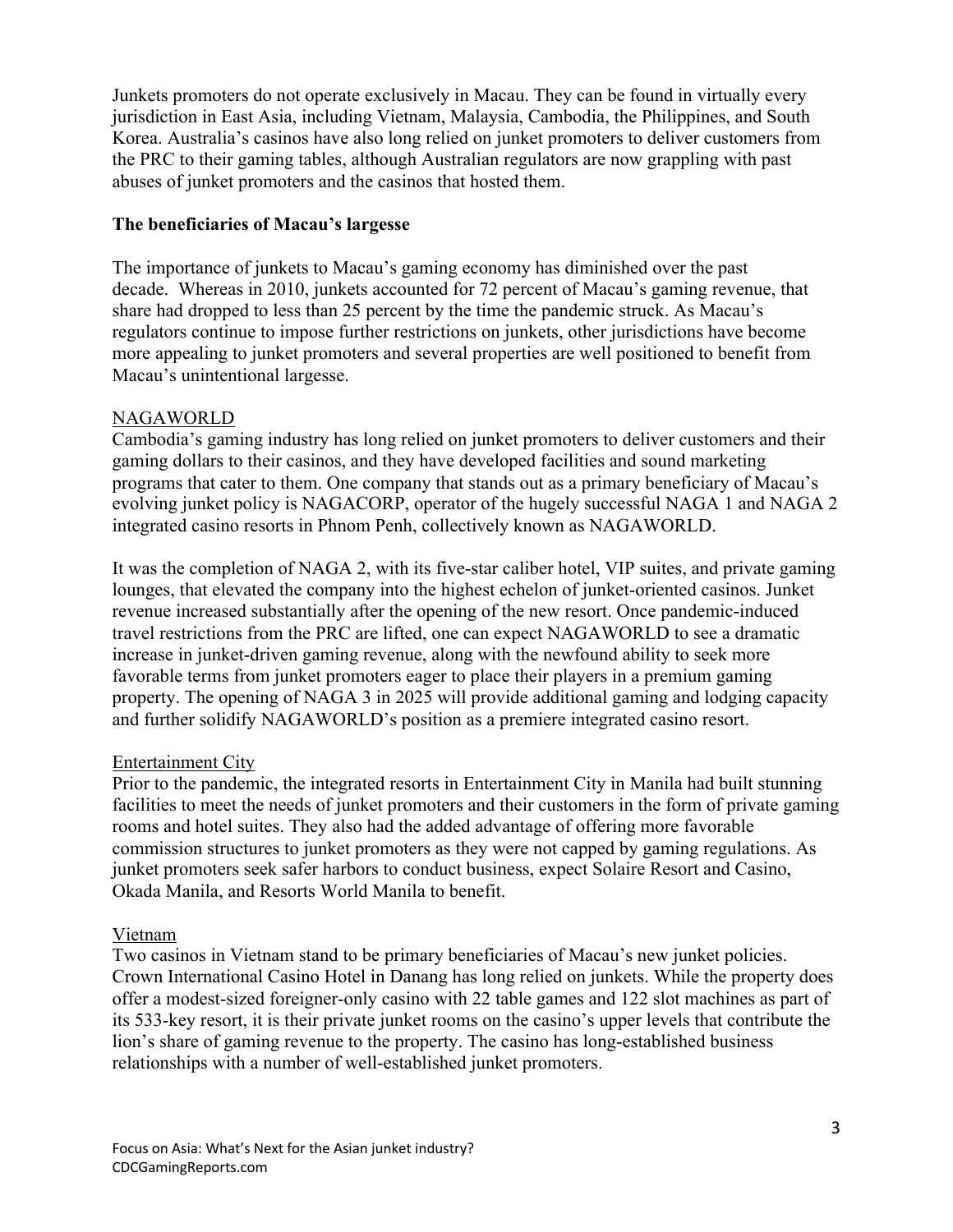Junkets promoters do not operate exclusively in Macau. They can be found in virtually every jurisdiction in East Asia, including Vietnam, Malaysia, Cambodia, the Philippines, and South Korea. Australia's casinos have also long relied on junket promoters to deliver customers from the PRC to their gaming tables, although Australian regulators are now grappling with past abuses of junket promoters and the casinos that hosted them.

## The beneficiaries of Macau's largesse

The importance of junkets to Macau's gaming economy has diminished over the past decade. Whereas in 2010, junkets accounted for 72 percent of Macau's gaming revenue, that share had dropped to less than 25 percent by the time the pandemic struck. As Macau's regulators continue to impose further restrictions on junkets, other jurisdictions have become more appealing to junket promoters and several properties are well positioned to benefit from Macau's unintentional largesse.

### NAGAWORLD

Cambodia's gaming industry has long relied on junket promoters to deliver customers and their gaming dollars to their casinos, and they have developed facilities and sound marketing programs that cater to them. One company that stands out as a primary beneficiary of Macau's evolving junket policy is NAGACORP, operator of the hugely successful NAGA 1 and NAGA 2 integrated casino resorts in Phnom Penh, collectively known as NAGAWORLD.

It was the completion of NAGA 2, with its five-star caliber hotel, VIP suites, and private gaming lounges, that elevated the company into the highest echelon of junket-oriented casinos. Junket revenue increased substantially after the opening of the new resort. Once pandemic-induced travel restrictions from the PRC are lifted, one can expect NAGAWORLD to see a dramatic increase in junket-driven gaming revenue, along with the newfound ability to seek more favorable terms from junket promoters eager to place their players in a premium gaming property. The opening of NAGA 3 in 2025 will provide additional gaming and lodging capacity and further solidify NAGAWORLD's position as a premiere integrated casino resort.

### Entertainment City

Prior to the pandemic, the integrated resorts in Entertainment City in Manila had built stunning facilities to meet the needs of junket promoters and their customers in the form of private gaming rooms and hotel suites. They also had the added advantage of offering more favorable commission structures to junket promoters as they were not capped by gaming regulations. As junket promoters seek safer harbors to conduct business, expect Solaire Resort and Casino, Okada Manila, and Resorts World Manila to benefit.

### Vietnam

Two casinos in Vietnam stand to be primary beneficiaries of Macau's new junket policies. Crown International Casino Hotel in Danang has long relied on junkets. While the property does offer a modest-sized foreigner-only casino with 22 table games and 122 slot machines as part of its 533-key resort, it is their private junket rooms on the casino's upper levels that contribute the lion's share of gaming revenue to the property. The casino has long-established business relationships with a number of well-established junket promoters.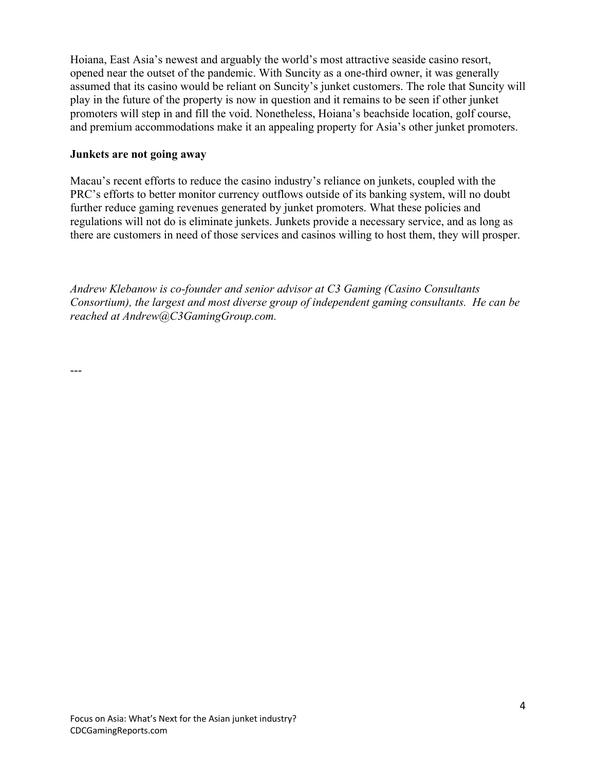Hoiana, East Asia's newest and arguably the world's most attractive seaside casino resort, opened near the outset of the pandemic. With Suncity as a one-third owner, it was generally assumed that its casino would be reliant on Suncity's junket customers. The role that Suncity will play in the future of the property is now in question and it remains to be seen if other junket promoters will step in and fill the void. Nonetheless, Hoiana's beachside location, golf course, and premium accommodations make it an appealing property for Asia's other junket promoters.

**Junkets are not going away**

Macau's recent efforts to reduce the casino industry's reliance on junkets, coupled with the PRC's efforts to better monitor currency outflows outside of its banking system, will no doubt further reduce gaming revenues generated by junket promoters. What these policies and regulations will not do is eliminate junkets. Junkets provide a necessary service, and as long as there are customers in need of those services and casinos willing to host them, they will prosper.

*Andrew Klebanow is co-founder and senior advisor at C3 Gaming (Casino Consultants Consortium), the largest and most diverse group of independent gaming consultants. He can be reached at Andrew@C3GamingGroup.com.*

---